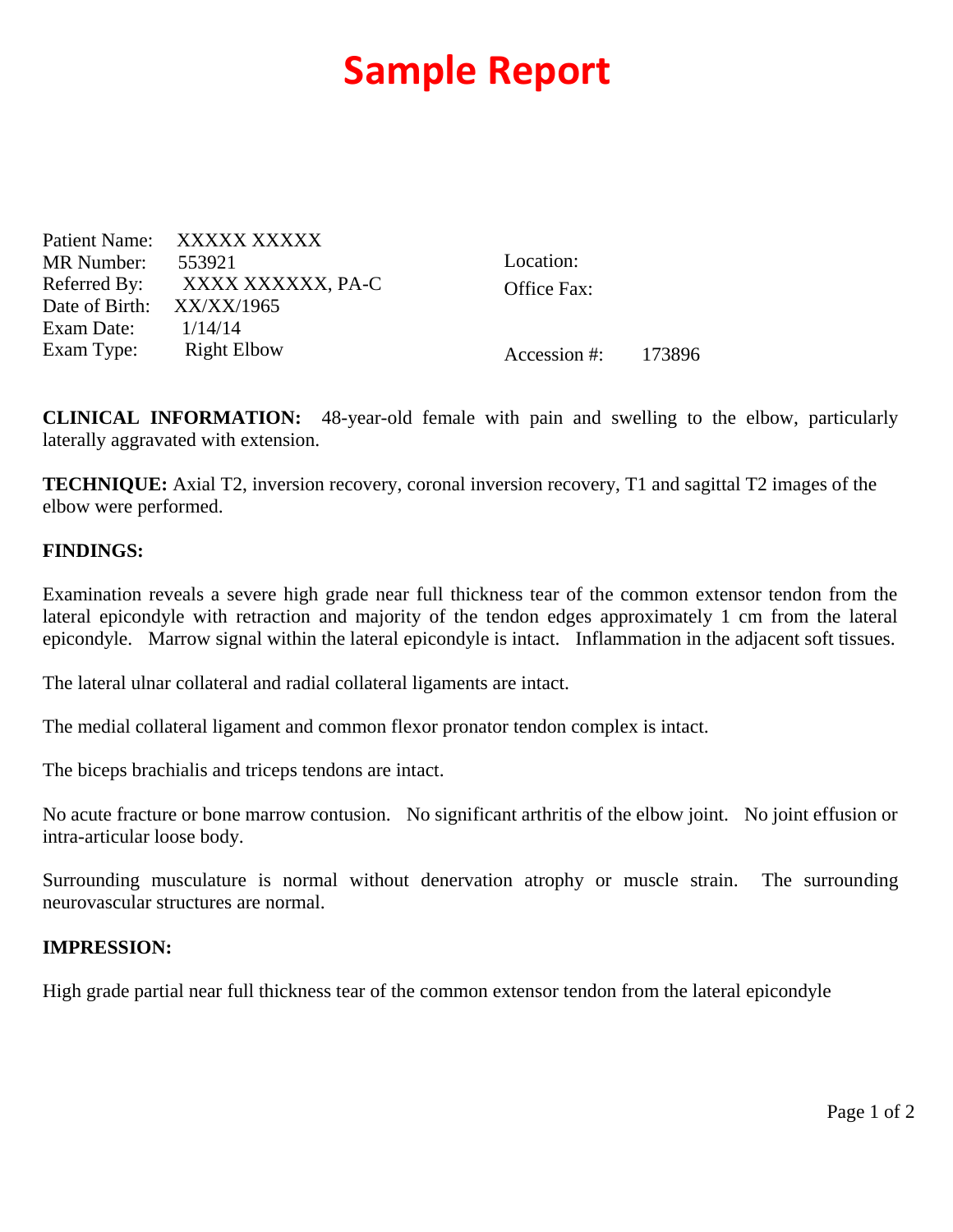# Sample Report

Patient Name: XXXXX XXXXX
MR Number: 553921
Referred By: XXXX XXXXXX, PA-C
Date of Birth: XX/XX/1965
Exam Date: 1/14/14
Exam Type: Right Elbow

Location:
Office Fax:

Accession #: 173896

**CLINICAL INFORMATION:** 48-year-old female with pain and swelling to the elbow, particularly laterally aggravated with extension.

**TECHNIQUE:** Axial T2, inversion recovery, coronal inversion recovery, T1 and sagittal T2 images of the elbow were performed.

**FINDINGS:**

Examination reveals a severe high grade near full thickness tear of the common extensor tendon from the lateral epicondyle with retraction and majority of the tendon edges approximately 1 cm from the lateral epicondyle. Marrow signal within the lateral epicondyle is intact. Inflammation in the adjacent soft tissues.

The lateral ulnar collateral and radial collateral ligaments are intact.

The medial collateral ligament and common flexor pronator tendon complex is intact.

The biceps brachialis and triceps tendons are intact.

No acute fracture or bone marrow contusion. No significant arthritis of the elbow joint. No joint effusion or intra-articular loose body.

Surrounding musculature is normal without denervation atrophy or muscle strain. The surrounding neurovascular structures are normal.

**IMPRESSION:**

High grade partial near full thickness tear of the common extensor tendon from the lateral epicondyle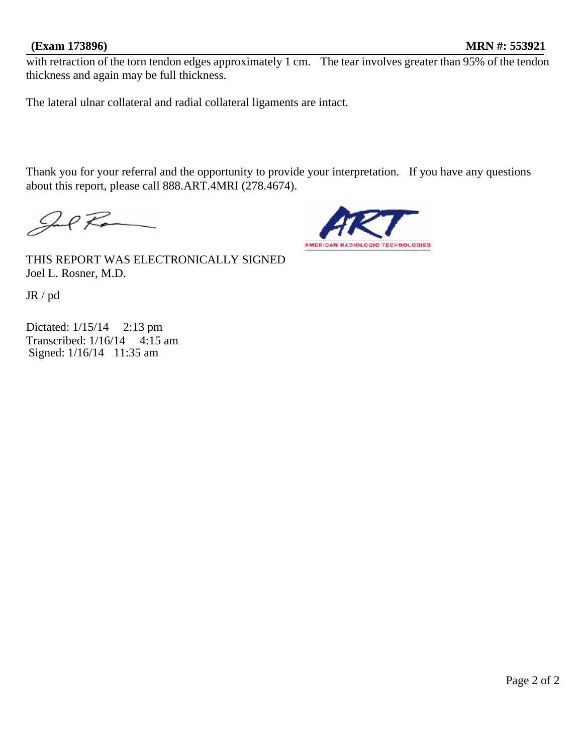with retraction of the torn tendon edges approximately 1 cm. The tear involves greater than 95% of the tendon thickness and again may be full thickness.

The lateral ulnar collateral and radial collateral ligaments are intact.

Thank you for your referral and the opportunity to provide your interpretation. If you have any questions about this report, please call 888.ART.4MRI (278.4674).

AMERICAN RADIOLOGIC TECHNOLOGIES

THIS REPORT WAS ELECTRONICALLY SIGNED
Joel L. Rosner, M.D.

JR / pd

Dictated: 1/15/14 2:13 pm
Transcribed: 1/16/14 4:15 am
Signed: 1/16/14 11:35 am